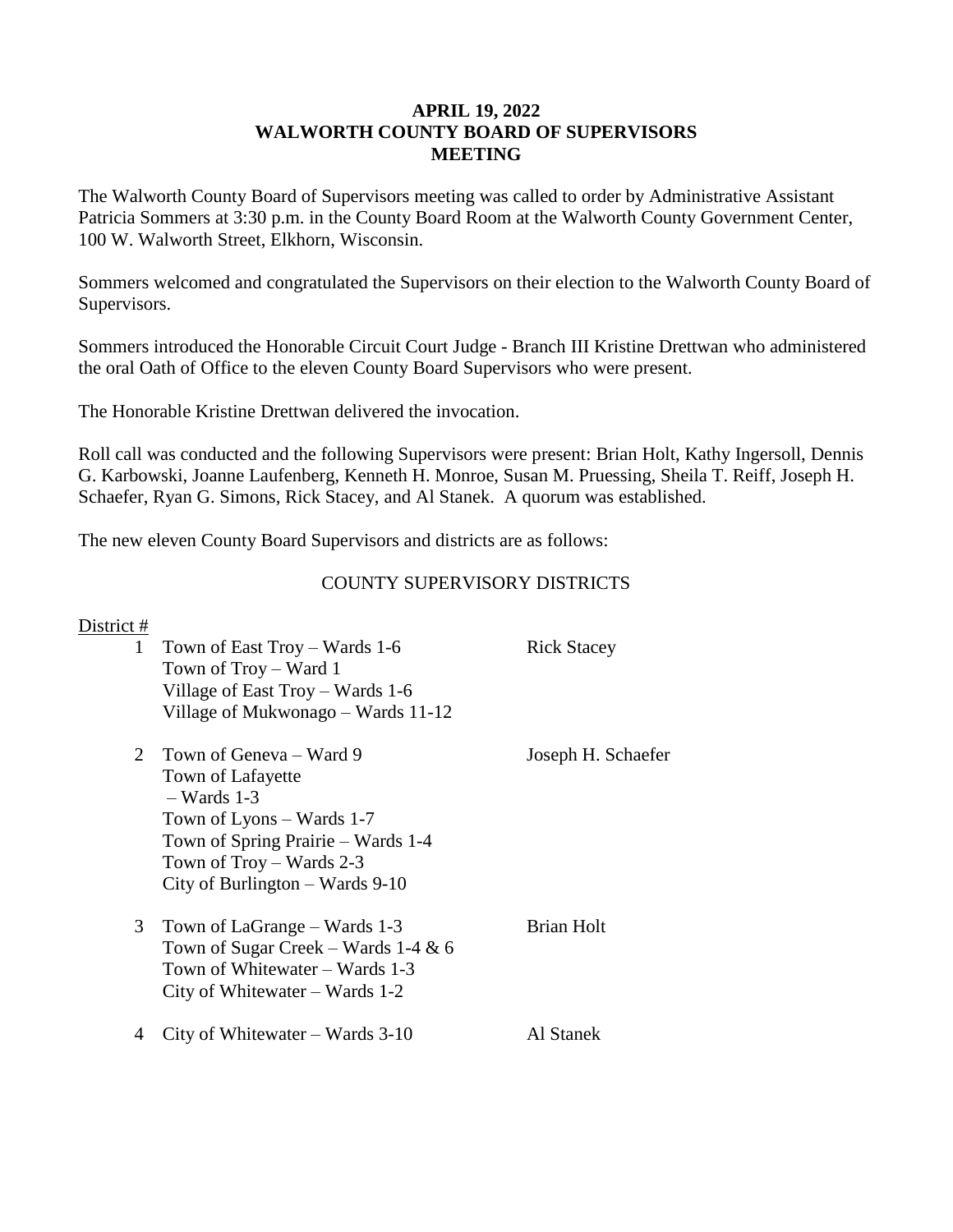# APRIL 19, 2022
# WALWORTH COUNTY BOARD OF SUPERVISORS
# MEETING

The Walworth County Board of Supervisors meeting was called to order by Administrative Assistant Patricia Sommers at 3:30 p.m. in the County Board Room at the Walworth County Government Center, 100 W. Walworth Street, Elkhorn, Wisconsin.

Sommers welcomed and congratulated the Supervisors on their election to the Walworth County Board of Supervisors.

Sommers introduced the Honorable Circuit Court Judge - Branch III Kristine Drettwan who administered the oral Oath of Office to the eleven County Board Supervisors who were present.

The Honorable Kristine Drettwan delivered the invocation.

Roll call was conducted and the following Supervisors were present: Brian Holt, Kathy Ingersoll, Dennis G. Karbowski, Joanne Laufenberg, Kenneth H. Monroe, Susan M. Pruessing, Sheila T. Reiff, Joseph H. Schaefer, Ryan G. Simons, Rick Stacey, and Al Stanek. A quorum was established.

The new eleven County Board Supervisors and districts are as follows:

## COUNTY SUPERVISORY DISTRICTS

| District # | Municipalities | Supervisor |
|---|---|---|
| 1 | Town of East Troy – Wards 1-6<br>Town of Troy – Ward 1<br>Village of East Troy – Wards 1-6<br>Village of Mukwonago – Wards 11-12 | Rick Stacey |
| 2 | Town of Geneva – Ward 9<br>Town of Lafayette – Wards 1-3<br>Town of Lyons – Wards 1-7<br>Town of Spring Prairie – Wards 1-4<br>Town of Troy – Wards 2-3<br>City of Burlington – Wards 9-10 | Joseph H. Schaefer |
| 3 | Town of LaGrange – Wards 1-3<br>Town of Sugar Creek – Wards 1-4 & 6<br>Town of Whitewater – Wards 1-3<br>City of Whitewater – Wards 1-2 | Brian Holt |
| 4 | City of Whitewater – Wards 3-10 | Al Stanek |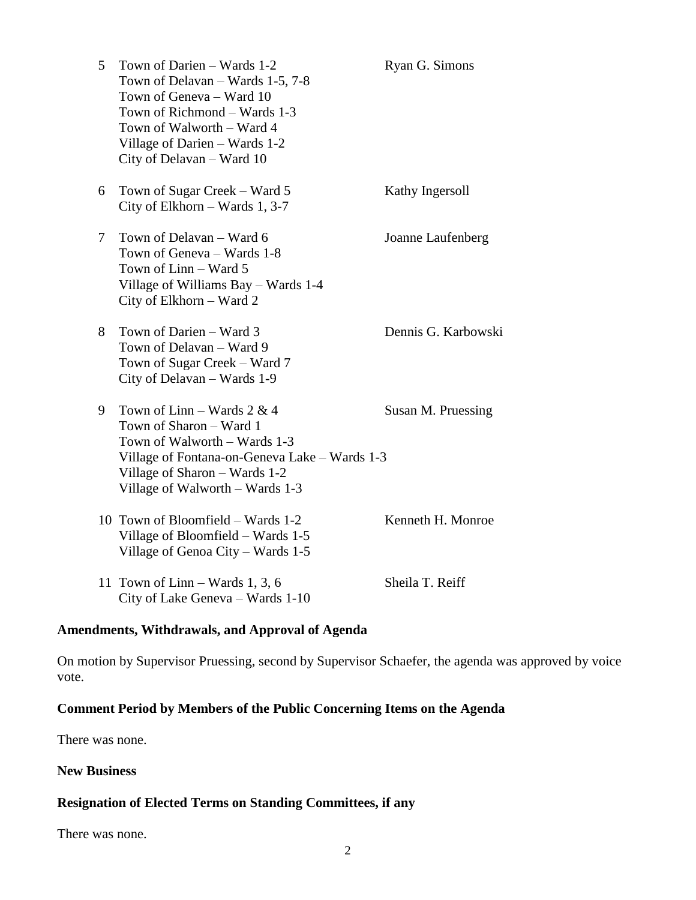| | | |
|---|---|---|
| 5 | Town of Darien – Wards 1-2<br>Town of Delavan – Wards 1-5, 7-8<br>Town of Geneva – Ward 10<br>Town of Richmond – Wards 1-3<br>Town of Walworth – Ward 4<br>Village of Darien – Wards 1-2<br>City of Delavan – Ward 10 | Ryan G. Simons |
| 6 | Town of Sugar Creek – Ward 5<br>City of Elkhorn – Wards 1, 3-7 | Kathy Ingersoll |
| 7 | Town of Delavan – Ward 6<br>Town of Geneva – Wards 1-8<br>Town of Linn – Ward 5<br>Village of Williams Bay – Wards 1-4<br>City of Elkhorn – Ward 2 | Joanne Laufenberg |
| 8 | Town of Darien – Ward 3<br>Town of Delavan – Ward 9<br>Town of Sugar Creek – Ward 7<br>City of Delavan – Wards 1-9 | Dennis G. Karbowski |
| 9 | Town of Linn – Wards 2 & 4<br>Town of Sharon – Ward 1<br>Town of Walworth – Wards 1-3<br>Village of Fontana-on-Geneva Lake – Wards 1-3<br>Village of Sharon – Wards 1-2<br>Village of Walworth – Wards 1-3 | Susan M. Pruessing |
| 10 | Town of Bloomfield – Wards 1-2<br>Village of Bloomfield – Wards 1-5<br>Village of Genoa City – Wards 1-5 | Kenneth H. Monroe |
| 11 | Town of Linn – Wards 1, 3, 6<br>City of Lake Geneva – Wards 1-10 | Sheila T. Reiff |

**Amendments, Withdrawals, and Approval of Agenda**

On motion by Supervisor Pruessing, second by Supervisor Schaefer, the agenda was approved by voice vote.

**Comment Period by Members of the Public Concerning Items on the Agenda**

There was none.

**New Business**

**Resignation of Elected Terms on Standing Committees, if any**

There was none.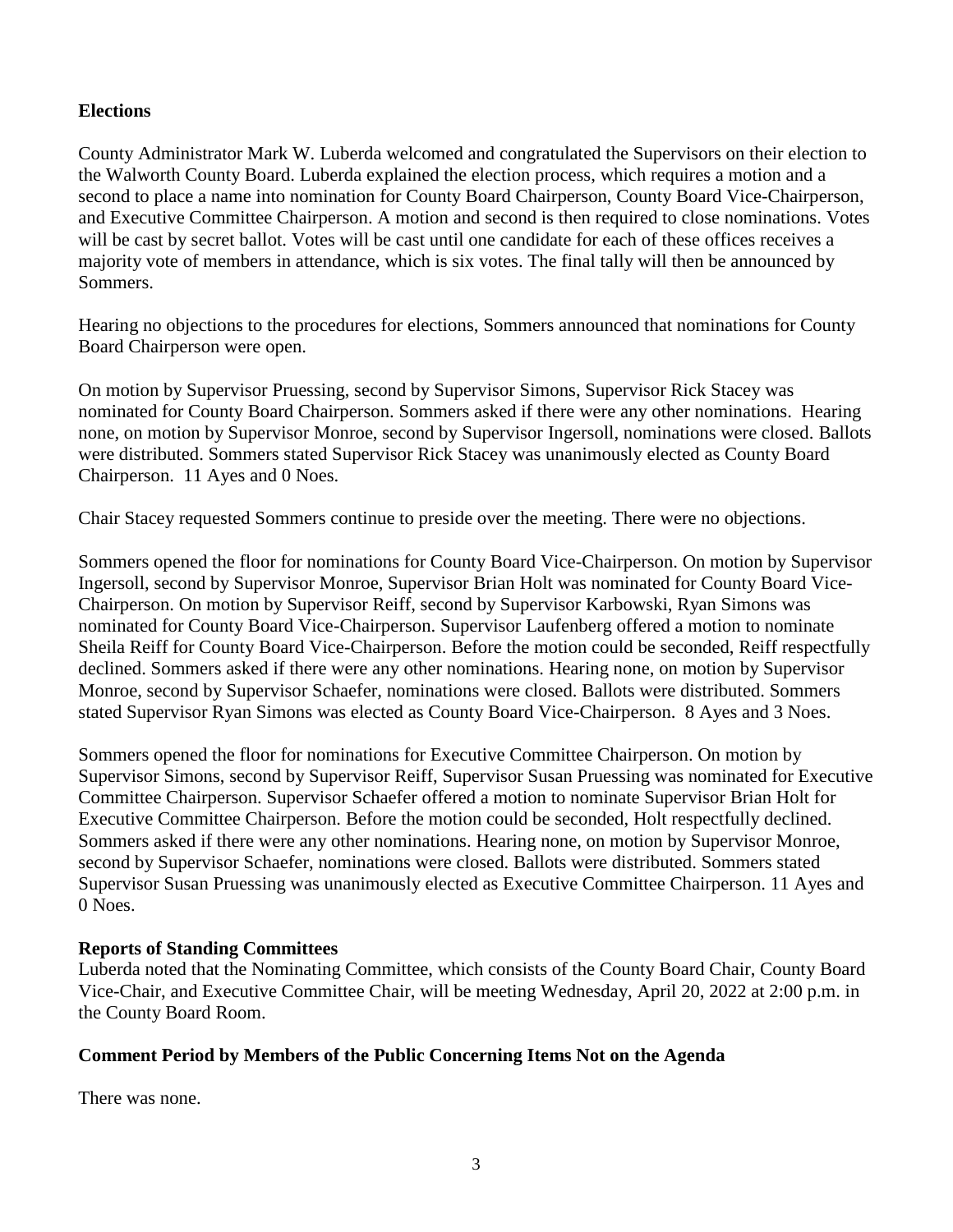**Elections**

County Administrator Mark W. Luberda welcomed and congratulated the Supervisors on their election to the Walworth County Board. Luberda explained the election process, which requires a motion and a second to place a name into nomination for County Board Chairperson, County Board Vice-Chairperson, and Executive Committee Chairperson. A motion and second is then required to close nominations. Votes will be cast by secret ballot. Votes will be cast until one candidate for each of these offices receives a majority vote of members in attendance, which is six votes. The final tally will then be announced by Sommers.

Hearing no objections to the procedures for elections, Sommers announced that nominations for County Board Chairperson were open.

On motion by Supervisor Pruessing, second by Supervisor Simons, Supervisor Rick Stacey was nominated for County Board Chairperson. Sommers asked if there were any other nominations. Hearing none, on motion by Supervisor Monroe, second by Supervisor Ingersoll, nominations were closed. Ballots were distributed. Sommers stated Supervisor Rick Stacey was unanimously elected as County Board Chairperson. 11 Ayes and 0 Noes.

Chair Stacey requested Sommers continue to preside over the meeting. There were no objections.

Sommers opened the floor for nominations for County Board Vice-Chairperson. On motion by Supervisor Ingersoll, second by Supervisor Monroe, Supervisor Brian Holt was nominated for County Board Vice-Chairperson. On motion by Supervisor Reiff, second by Supervisor Karbowski, Ryan Simons was nominated for County Board Vice-Chairperson. Supervisor Laufenberg offered a motion to nominate Sheila Reiff for County Board Vice-Chairperson. Before the motion could be seconded, Reiff respectfully declined. Sommers asked if there were any other nominations. Hearing none, on motion by Supervisor Monroe, second by Supervisor Schaefer, nominations were closed. Ballots were distributed. Sommers stated Supervisor Ryan Simons was elected as County Board Vice-Chairperson. 8 Ayes and 3 Noes.

Sommers opened the floor for nominations for Executive Committee Chairperson. On motion by Supervisor Simons, second by Supervisor Reiff, Supervisor Susan Pruessing was nominated for Executive Committee Chairperson. Supervisor Schaefer offered a motion to nominate Supervisor Brian Holt for Executive Committee Chairperson. Before the motion could be seconded, Holt respectfully declined. Sommers asked if there were any other nominations. Hearing none, on motion by Supervisor Monroe, second by Supervisor Schaefer, nominations were closed. Ballots were distributed. Sommers stated Supervisor Susan Pruessing was unanimously elected as Executive Committee Chairperson. 11 Ayes and 0 Noes.

**Reports of Standing Committees**

Luberda noted that the Nominating Committee, which consists of the County Board Chair, County Board Vice-Chair, and Executive Committee Chair, will be meeting Wednesday, April 20, 2022 at 2:00 p.m. in the County Board Room.

**Comment Period by Members of the Public Concerning Items Not on the Agenda**

There was none.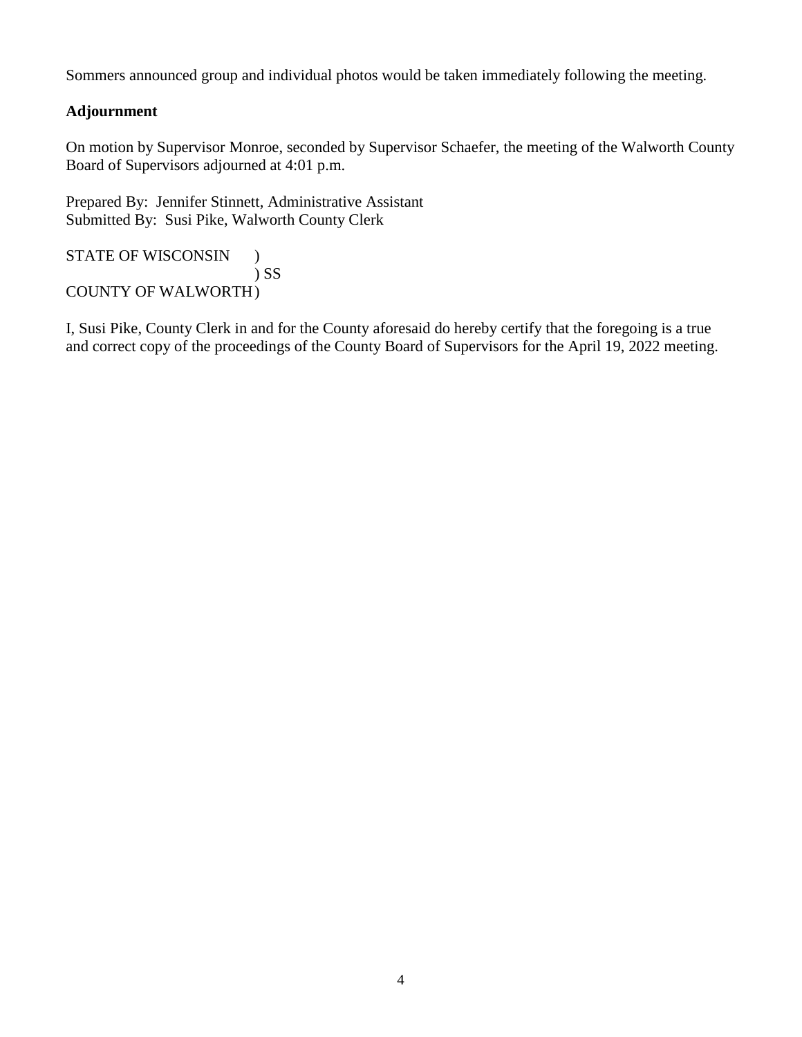Sommers announced group and individual photos would be taken immediately following the meeting.

**Adjournment**

On motion by Supervisor Monroe, seconded by Supervisor Schaefer, the meeting of the Walworth County Board of Supervisors adjourned at 4:01 p.m.

Prepared By: Jennifer Stinnett, Administrative Assistant
Submitted By: Susi Pike, Walworth County Clerk

STATE OF WISCONSIN )
) SS
COUNTY OF WALWORTH )

I, Susi Pike, County Clerk in and for the County aforesaid do hereby certify that the foregoing is a true and correct copy of the proceedings of the County Board of Supervisors for the April 19, 2022 meeting.